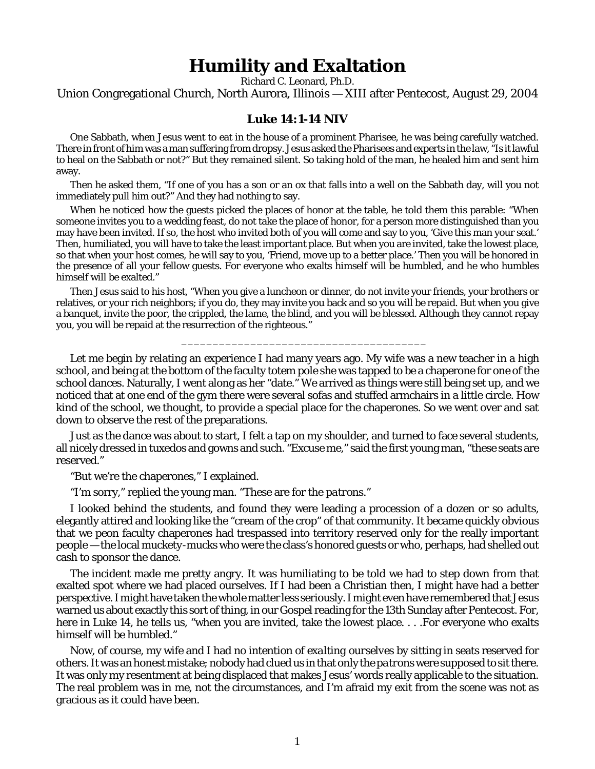# Humility and Exaltation

Richard C. Leonard, Ph.D.

Union Congregational Church, North Aurora, Illinois — XIII after Pentecost, August 29, 2004

### Luke 14:1-14 NIV

One Sabbath, when Jesus went to eat in the house of a prominent Pharisee, he was being carefully watched. There in front of him was a man suffering from dropsy. Jesus asked the Pharisees and experts in the law, "Is it lawful to heal on the Sabbath or not?" But they remained silent. So taking hold of the man, he healed him and sent him away.

Then he asked them, "If one of you has a son or an ox that falls into a well on the Sabbath day, will you not immediately pull him out?" And they had nothing to say.

When he noticed how the guests picked the places of honor at the table, he told them this parable: "When someone invites you to a wedding feast, do not take the place of honor, for a person more distinguished than you may have been invited. If so, the host who invited both of you will come and say to you, 'Give this man your seat.' Then, humiliated, you will have to take the least important place. But when you are invited, take the lowest place, so that when your host comes, he will say to you, 'Friend, move up to a better place.' Then you will be honored in the presence of all your fellow guests. For everyone who exalts himself will be humbled, and he who humbles himself will be exalted."

Then Jesus said to his host, "When you give a luncheon or dinner, do not invite your friends, your brothers or relatives, or your rich neighbors; if you do, they may invite you back and so you will be repaid. But when you give a banquet, invite the poor, the crippled, the lame, the blind, and you will be blessed. Although they cannot repay you, you will be repaid at the resurrection of the righteous."

\_\_\_\_\_\_\_\_\_\_\_\_\_\_\_\_\_\_\_\_\_\_\_\_\_\_\_\_\_\_\_\_\_\_\_\_\_\_\_

Let me begin by relating an experience I had many years ago. My wife was a new teacher in a high school, and being at the bottom of the faculty totem pole she was tapped to be a chaperone for one of the school dances. Naturally, I went along as her "date." We arrived as things were still being set up, and we noticed that at one end of the gym there were several sofas and stuffed armchairs in a little circle. How kind of the school, we thought, to provide a special place for the chaperones. So we went over and sat down to observe the rest of the preparations.

Just as the dance was about to start, I felt a tap on my shoulder, and turned to face several students, all nicely dressed in tuxedos and gowns and such. "Excuse me," said the first young man, "these seats are reserved."

"But we're the chaperones," I explained.

"I'm sorry," replied the young man. "These are for the *patrons*."

I looked behind the students, and found they were leading a procession of a dozen or so adults, elegantly attired and looking like the "cream of the crop" of that community. It became quickly obvious that we peon faculty chaperones had trespassed into territory reserved only for the really important people — the local muckety-mucks who were the class's honored guests or who, perhaps, had shelled out cash to sponsor the dance.

The incident made me pretty angry. It was humiliating to be told we had to step down from that exalted spot where we had placed ourselves. If I had been a Christian then, I might have had a better perspective. I might have taken the whole matter less seriously. I might even have remembered that Jesus warned us about exactly this sort of thing, in our Gospel reading for the 13th Sunday after Pentecost. For, here in Luke 14, he tells us, "when you are invited, take the lowest place. . . .For everyone who exalts himself will be humbled."

Now, of course, my wife and I had no intention of *exalting ourselves* by sitting in seats reserved for others. It was an honest mistake; nobody had clued us in that only the *patrons* were supposed to sit there. It was only my resentment at being displaced that makes Jesus' words really applicable to the situation. The real problem was in me, not the circumstances, and I'm afraid my exit from the scene was not as gracious as it could have been.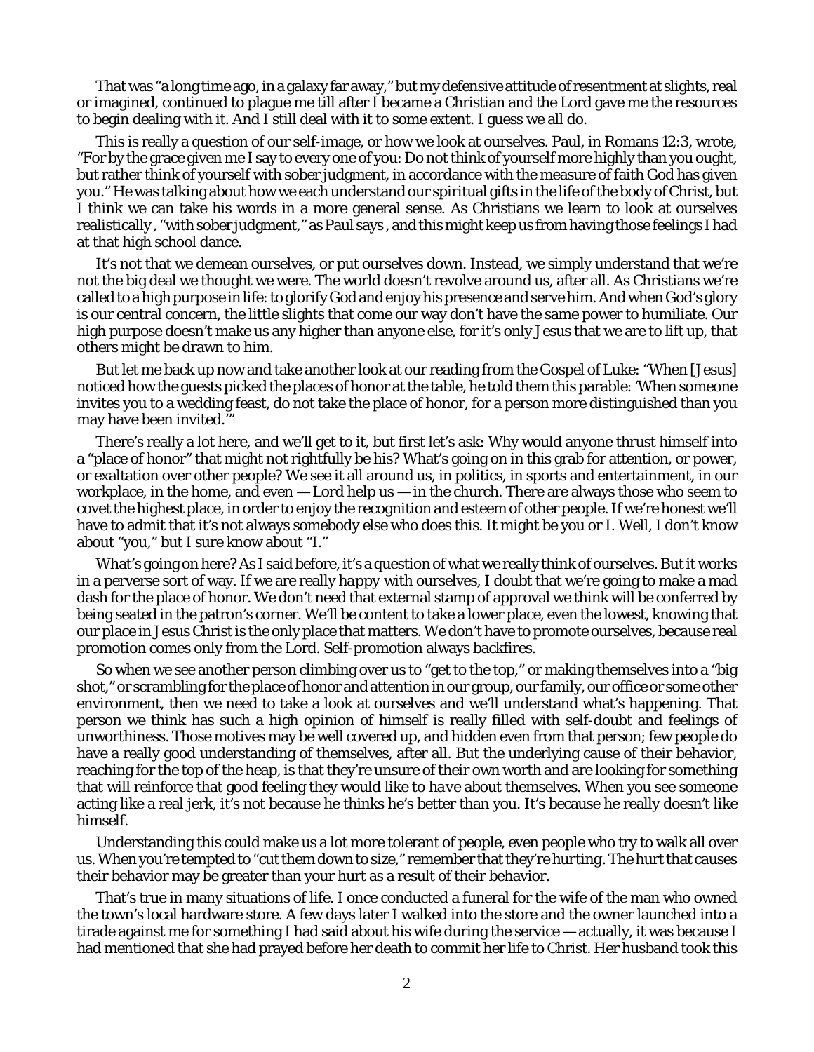That was "a long time ago, in a galaxy far away," but my defensive attitude of resentment at slights, real or imagined, continued to plague me till after I became a Christian and the Lord gave me the resources to begin dealing with it. And I still deal with it to some extent. I guess we all do.

This is really a question of our self-image, or how we look at ourselves. Paul, in Romans 12:3, wrote, "For by the grace given me I say to every one of you: Do not think of yourself more highly than you ought, but rather think of yourself with sober judgment, in accordance with the measure of faith God has given you." He was talking about how we each understand our spiritual gifts in the life of the body of Christ, but I think we can take his words in a more general sense. As Christians we learn to look at ourselves realistically, "with sober judgment," as Paul says, and this might keep us from having those feelings I had at that high school dance.

It's not that we demean ourselves, or put ourselves down. Instead, we simply understand that we're not the big deal we thought we were. The world doesn't revolve around us, after all. As Christians we're called to a high purpose in life: to glorify God and enjoy his presence and serve him. And when God's glory is our central concern, the little slights that come our way don't have the same power to humiliate. Our high purpose doesn't make us any higher than anyone else, for it's only Jesus that we are to lift up, that others might be drawn to him.

But let me back up now and take another look at our reading from the Gospel of Luke: "When [Jesus] noticed how the guests picked the places of honor at the table, he told them this parable: 'When someone invites you to a wedding feast, do not take the place of honor, for a person more distinguished than you may have been invited.'"

There's really a lot here, and we'll get to it, but first let's ask: Why would anyone thrust himself into a "place of honor" that might not rightfully be his? What's going on in this grab for attention, or power, or exaltation over other people? We see it all around us, in politics, in sports and entertainment, in our workplace, in the home, and even — Lord help us — in the church. There are always those who seem to covet the highest place, in order to enjoy the recognition and esteem of other people. If we're honest we'll have to admit that it's not always somebody else who does this. It might be you or I. Well, I don't know about "you," but I sure know about "I."

What's going on here? As I said before, it's a question of what we really think of ourselves. But it works in a perverse sort of way. If we are really *happy* with ourselves, I doubt that we're going to make a mad dash for the place of honor. We don't need that external stamp of approval we think will be conferred by being seated in the patron's corner. We'll be content to take a lower place, even the lowest, knowing that our place in Jesus Christ is the only place that matters. We don't have to promote ourselves, because real promotion comes only from the Lord. Self-promotion always backfires.

So when we see another person climbing over us to "get to the top," or making themselves into a "big shot," or scrambling for the place of honor and attention in our group, our family, our office or some other environment, then we need to take a look at ourselves and we'll understand what's happening. That person we think has such a high opinion of himself is really filled with self-doubt and feelings of unworthiness. Those motives may be well covered up, and hidden even from that person; few people do have a really good understanding of themselves, after all. But the underlying cause of their behavior, reaching for the top of the heap, is that they're unsure of their own worth and are looking for something that will reinforce that good feeling they would *like to have* about themselves. When you see someone acting like a real jerk, it's not because he thinks he's better than you. It's because he really doesn't like himself.

Understanding this could make us a lot more tolerant of people, even people who try to walk all over us. When you're tempted to "cut them down to size," remember that they're hurting. The hurt that causes their behavior may be greater than your hurt as a result of their behavior.

That's true in many situations of life. I once conducted a funeral for the wife of the man who owned the town's local hardware store. A few days later I walked into the store and the owner launched into a tirade against me for something I had said about his wife during the service — actually, it was because I had mentioned that she had prayed before her death to commit her life to Christ. Her husband took this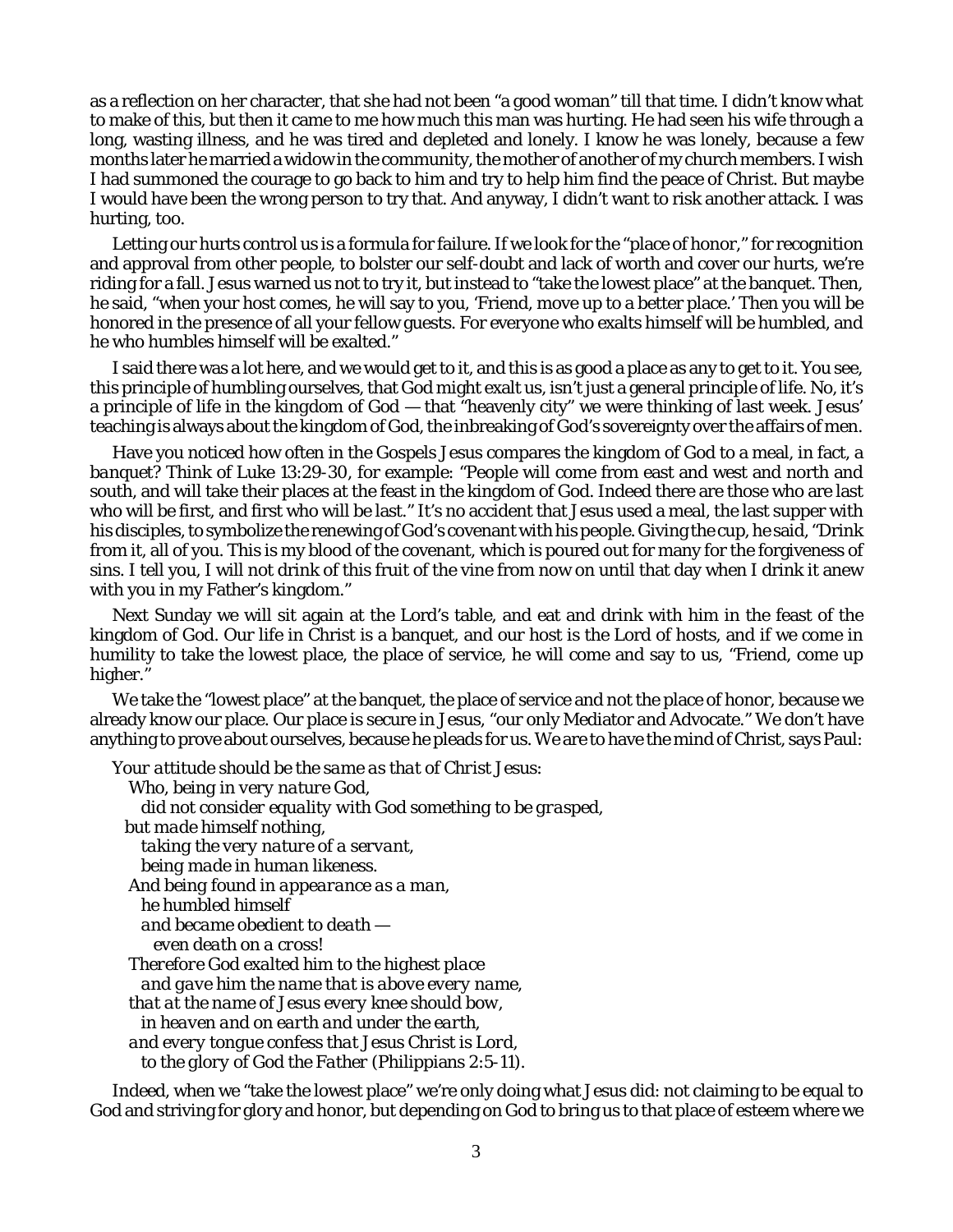as a reflection on her character, that she had not been "a good woman" till that time. I didn't know what to make of this, but then it came to me how much this man was hurting. He had seen his wife through a long, wasting illness, and he was tired and depleted and lonely. I know he was lonely, because a few months later he married a widow in the community, the mother of another of my church members. I wish I had summoned the courage to go back to him and try to help him find the peace of Christ. But maybe I would have been the wrong person to try that. And anyway, I didn't want to risk another attack. I was hurting, too.

Letting our hurts control us is a formula for failure. If we look for the "place of honor," for recognition and approval from other people, to bolster our self-doubt and lack of worth and cover our hurts, we're riding for a fall. Jesus warned us not to try it, but instead to "take the lowest place" at the banquet. Then, he said, "when your host comes, he will say to you, 'Friend, move up to a better place.' Then you will be honored in the presence of all your fellow guests. For everyone who exalts himself will be humbled, and he who humbles himself will be exalted."

I said there was a lot here, and we would get to it, and this is as good a place as any to get to it. You see, this principle of humbling ourselves, that God might exalt us, isn't just a general principle of life. No, it's a principle of life in the kingdom of God — that "heavenly city" we were thinking of last week. Jesus' teaching is always about the kingdom of God, the inbreaking of God's sovereignty over the affairs of men.

Have you noticed how often in the Gospels Jesus compares the kingdom of God to a meal, in fact, a *banquet*? Think of Luke 13:29-30, for example: "People will come from east and west and north and south, and will take their places at the feast in the kingdom of God. Indeed there are those who are last who will be first, and first who will be last." It's no accident that Jesus used a meal, the last supper with his disciples, to symbolize the renewing of God's covenant with his people. Giving the cup, he said, "Drink from it, all of you. This is my blood of the covenant, which is poured out for many for the forgiveness of sins. I tell you, I will not drink of this fruit of the vine from now on until that day when I drink it anew with you in my Father's kingdom."

Next Sunday we will sit again at the Lord's table, and eat and drink with him in the feast of the kingdom of God. Our life in Christ is a banquet, and our host is the Lord of hosts, and if we come in humility to take the lowest place, the place of service, he will come and say to us, "Friend, come up higher."

We take the "lowest place" at the banquet, the place of service and not the place of honor, because we already know our place. Our place is secure in Jesus, "our only Mediator and Advocate." We don't have anything to prove about ourselves, because he pleads for us. We are to have the mind of Christ, says Paul:

> *Your attitude should be the same as that of Christ Jesus:*
> *Who, being in very nature God,*
> *did not consider equality with God something to be grasped,*
> *but made himself nothing,*
> *taking the very nature of a servant,*
> *being made in human likeness.*
> *And being found in appearance as a man,*
> *he humbled himself*
> *and became obedient to death —*
> *even death on a cross!*
> *Therefore God exalted him to the highest place*
> *and gave him the name that is above every name,*
> *that at the name of Jesus every knee should bow,*
> *in heaven and on earth and under the earth,*
> *and every tongue confess that Jesus Christ is Lord,*
> *to the glory of God the Father* (Philippians 2:5-11).

Indeed, when we "take the lowest place" we're only doing what Jesus did: not claiming to be equal to God and striving for glory and honor, but depending on God to bring us to that place of esteem where we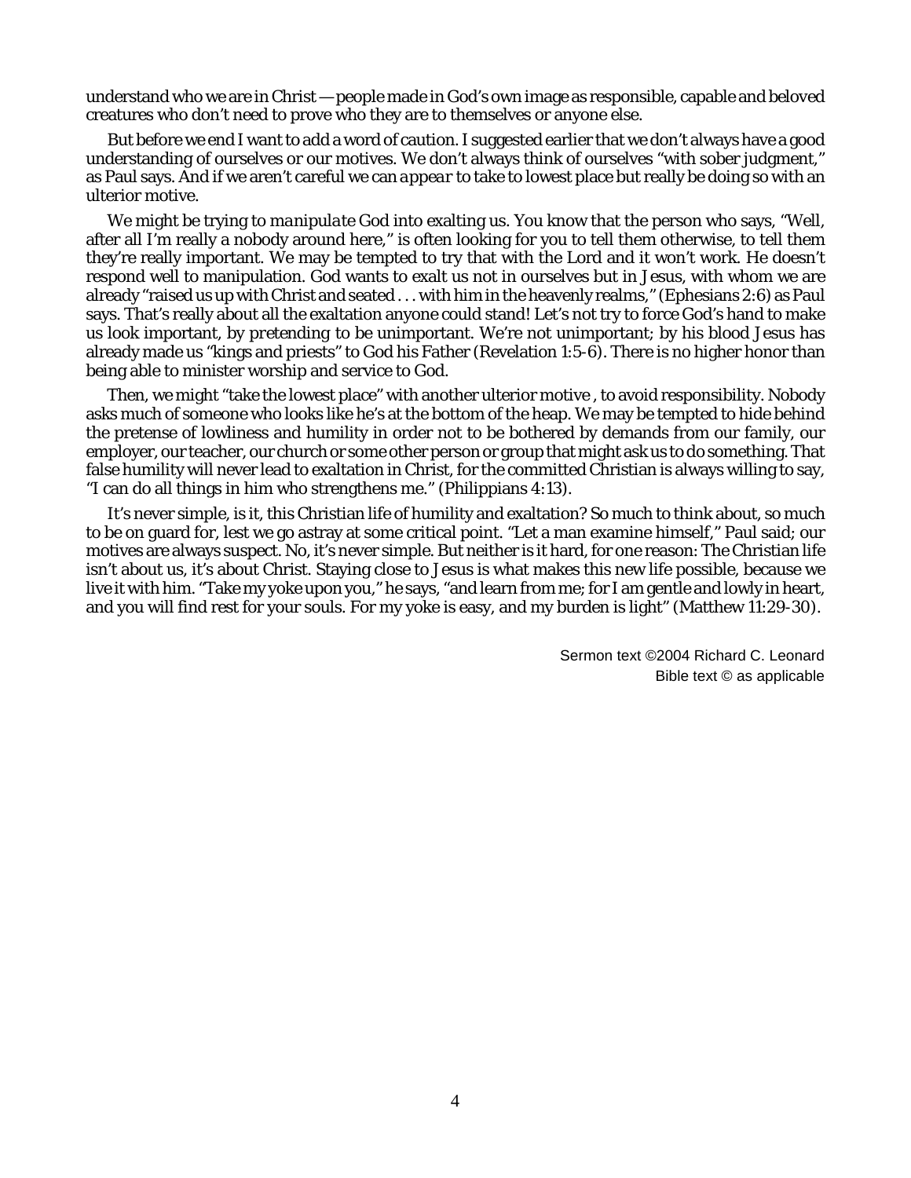understand who we are in Christ — people made in God's own image as responsible, capable and beloved creatures who don't need to prove who they are to themselves or anyone else.

But before we end I want to add a word of caution. I suggested earlier that we don't always have a good understanding of ourselves or our motives. We don't always think of ourselves "with sober judgment," as Paul says. And if we aren't careful we can *appear* to take to lowest place but really be doing so with an ulterior motive.

We might be trying to *manipulate* God into exalting us. You know that the person who says, "Well, after all I'm really a nobody around here," is often looking for you to tell them otherwise, to tell them they're really important. We may be tempted to try that with the Lord and it won't work. He doesn't respond well to manipulation. God wants to exalt us not in ourselves but in Jesus, with whom we are already "raised us up with Christ and seated . . . with him in the heavenly realms," (Ephesians 2:6) as Paul says. That's really about all the exaltation anyone could stand! Let's not try to force God's hand to make us look important, by pretending to be unimportant. We're not unimportant; by his blood Jesus has already made us "kings and priests" to God his Father (Revelation 1:5-6). There is no higher honor than being able to minister worship and service to God.

Then, we might "take the lowest place" with another ulterior motive , to avoid responsibility. Nobody asks much of someone who looks like he's at the bottom of the heap. We may be tempted to hide behind the pretense of lowliness and humility in order not to be bothered by demands from our family, our employer, our teacher, our church or some other person or group that might ask us to do something. That false humility will never lead to exaltation in Christ, for the committed Christian is always willing to say, "I can do all things in him who strengthens me." (Philippians 4:13).

It's never simple, is it, this Christian life of humility and exaltation? So much to think about, so much to be on guard for, lest we go astray at some critical point. "Let a man examine himself," Paul said; our motives are always suspect. No, it's never simple. But neither is it hard, for one reason: The Christian life isn't about us, it's about Christ. Staying close to Jesus is what makes this new life possible, because we live it with him. "Take my yoke upon you," he says, "and learn from me; for I am gentle and lowly in heart, and you will find rest for your souls. For my yoke is easy, and my burden is light" (Matthew 11:29-30).

Sermon text ©2004 Richard C. Leonard
Bible text © as applicable